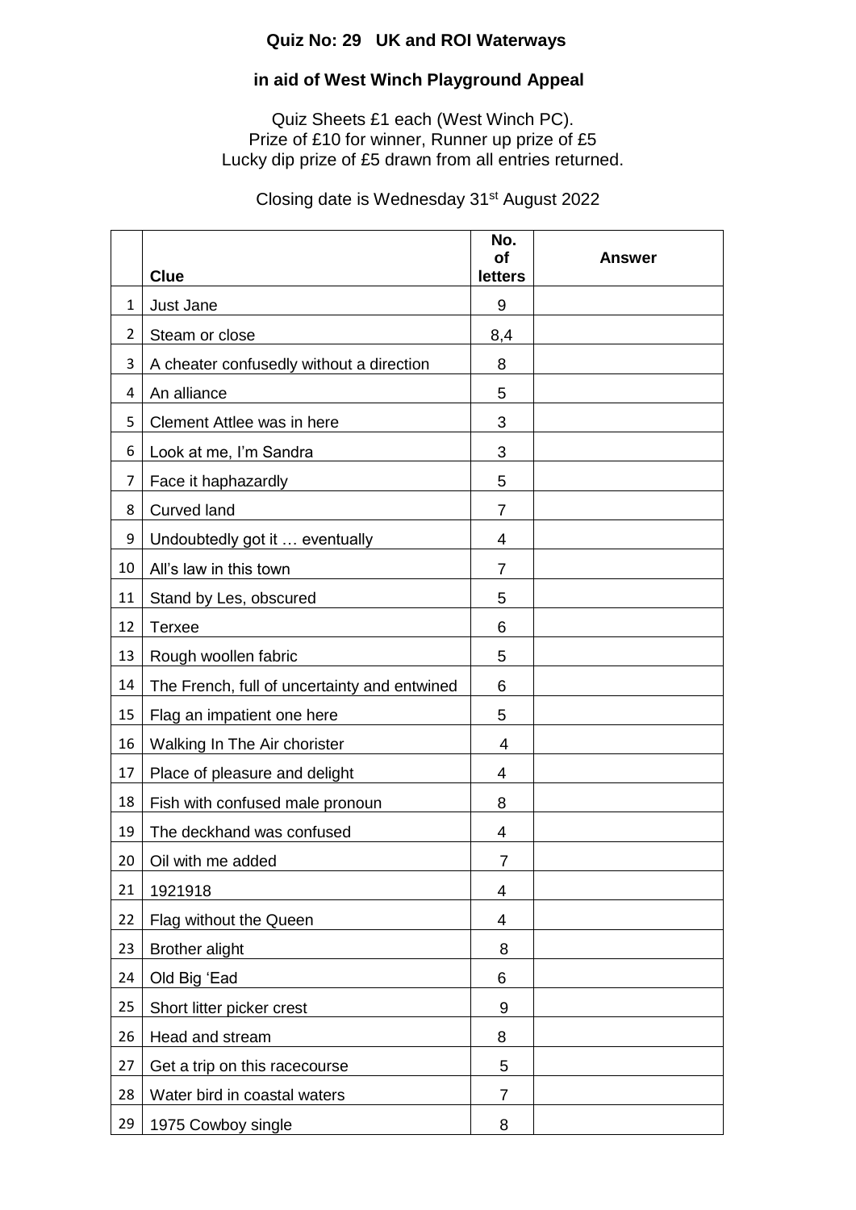**Quiz No: 29   UK and ROI Waterways**

**in aid of West Winch Playground Appeal**

Quiz Sheets £1 each (West Winch PC).
Prize of £10 for winner, Runner up prize of £5
Lucky dip prize of £5 drawn from all entries returned.

Closing date is Wednesday 31st August 2022

| | **Clue** | **No. of letters** | **Answer** |
|---|---|---|---|
| 1 | Just Jane | 9 | |
| 2 | Steam or close | 8,4 | |
| 3 | A cheater confusedly without a direction | 8 | |
| 4 | An alliance | 5 | |
| 5 | Clement Attlee was in here | 3 | |
| 6 | Look at me, I'm Sandra | 3 | |
| 7 | Face it haphazardly | 5 | |
| 8 | Curved land | 7 | |
| 9 | Undoubtedly got it … eventually | 4 | |
| 10 | All's law in this town | 7 | |
| 11 | Stand by Les, obscured | 5 | |
| 12 | Terxee | 6 | |
| 13 | Rough woollen fabric | 5 | |
| 14 | The French, full of uncertainty and entwined | 6 | |
| 15 | Flag an impatient one here | 5 | |
| 16 | Walking In The Air chorister | 4 | |
| 17 | Place of pleasure and delight | 4 | |
| 18 | Fish with confused male pronoun | 8 | |
| 19 | The deckhand was confused | 4 | |
| 20 | Oil with me added | 7 | |
| 21 | 1921918 | 4 | |
| 22 | Flag without the Queen | 4 | |
| 23 | Brother alight | 8 | |
| 24 | Old Big 'Ead | 6 | |
| 25 | Short litter picker crest | 9 | |
| 26 | Head and stream | 8 | |
| 27 | Get a trip on this racecourse | 5 | |
| 28 | Water bird in coastal waters | 7 | |
| 29 | 1975 Cowboy single | 8 | |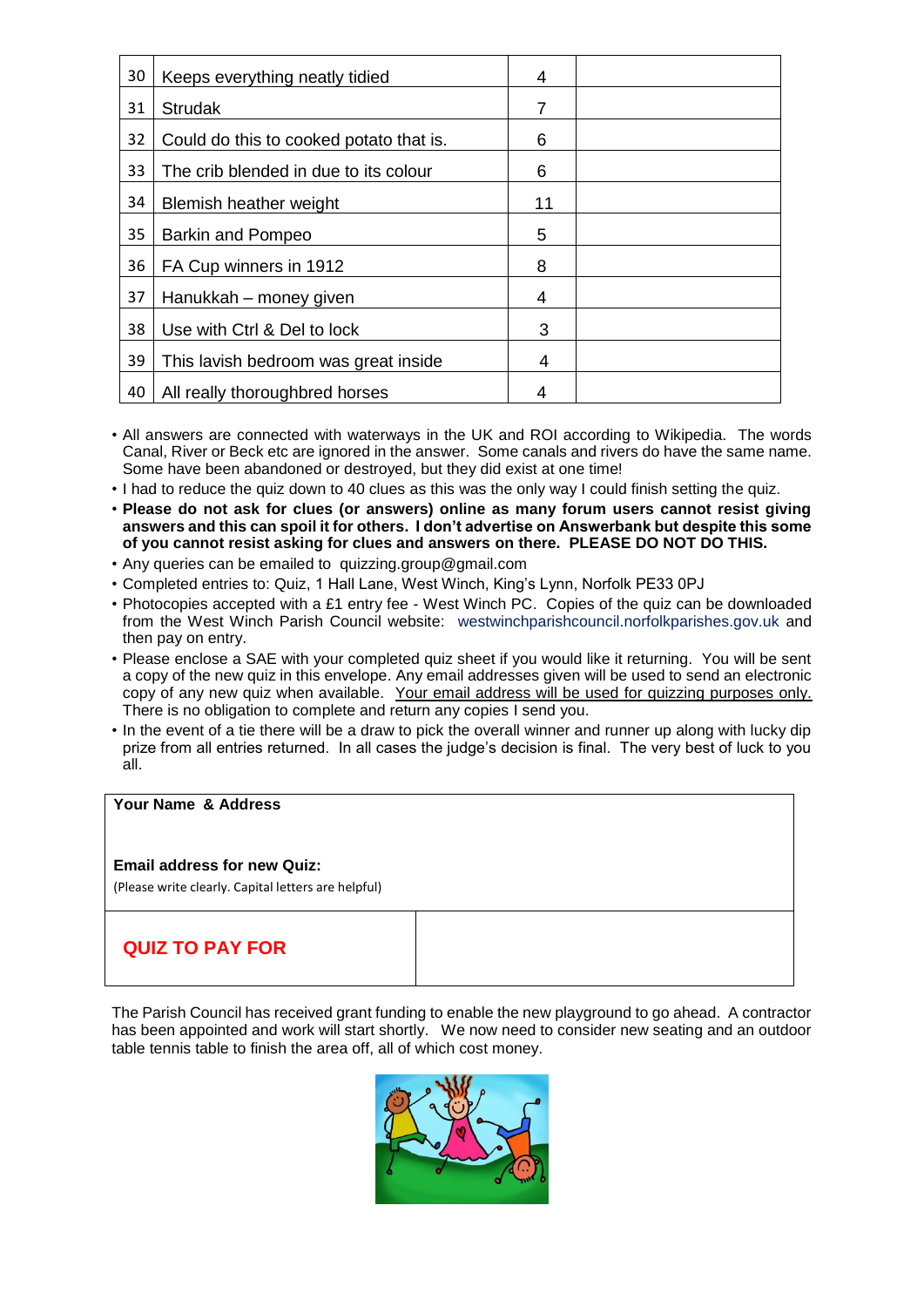| | | | |
|---|---|---|---|
| 30 | Keeps everything neatly tidied | 4 | |
| 31 | Strudak | 7 | |
| 32 | Could do this to cooked potato that is. | 6 | |
| 33 | The crib blended in due to its colour | 6 | |
| 34 | Blemish heather weight | 11 | |
| 35 | Barkin and Pompeo | 5 | |
| 36 | FA Cup winners in 1912 | 8 | |
| 37 | Hanukkah – money given | 4 | |
| 38 | Use with Ctrl & Del to lock | 3 | |
| 39 | This lavish bedroom was great inside | 4 | |
| 40 | All really thoroughbred horses | 4 | |

- All answers are connected with waterways in the UK and ROI according to Wikipedia. The words Canal, River or Beck etc are ignored in the answer. Some canals and rivers do have the same name. Some have been abandoned or destroyed, but they did exist at one time!
- I had to reduce the quiz down to 40 clues as this was the only way I could finish setting the quiz.
- **Please do not ask for clues (or answers) online as many forum users cannot resist giving answers and this can spoil it for others. I don't advertise on Answerbank but despite this some of you cannot resist asking for clues and answers on there. PLEASE DO NOT DO THIS.**
- Any queries can be emailed to quizzing.group@gmail.com
- Completed entries to: Quiz, 1 Hall Lane, West Winch, King's Lynn, Norfolk PE33 0PJ
- Photocopies accepted with a £1 entry fee - West Winch PC. Copies of the quiz can be downloaded from the West Winch Parish Council website: westwinchparishcouncil.norfolkparishes.gov.uk and then pay on entry.
- Please enclose a SAE with your completed quiz sheet if you would like it returning. You will be sent a copy of the new quiz in this envelope. Any email addresses given will be used to send an electronic copy of any new quiz when available. Your email address will be used for quizzing purposes only. There is no obligation to complete and return any copies I send you.
- In the event of a tie there will be a draw to pick the overall winner and runner up along with lucky dip prize from all entries returned. In all cases the judge's decision is final. The very best of luck to you all.

**Your Name & Address**

**Email address for new Quiz:**

(Please write clearly. Capital letters are helpful)

| | |
|---|---|
| **QUIZ TO PAY FOR** | |

The Parish Council has received grant funding to enable the new playground to go ahead. A contractor has been appointed and work will start shortly. We now need to consider new seating and an outdoor table tennis table to finish the area off, all of which cost money.